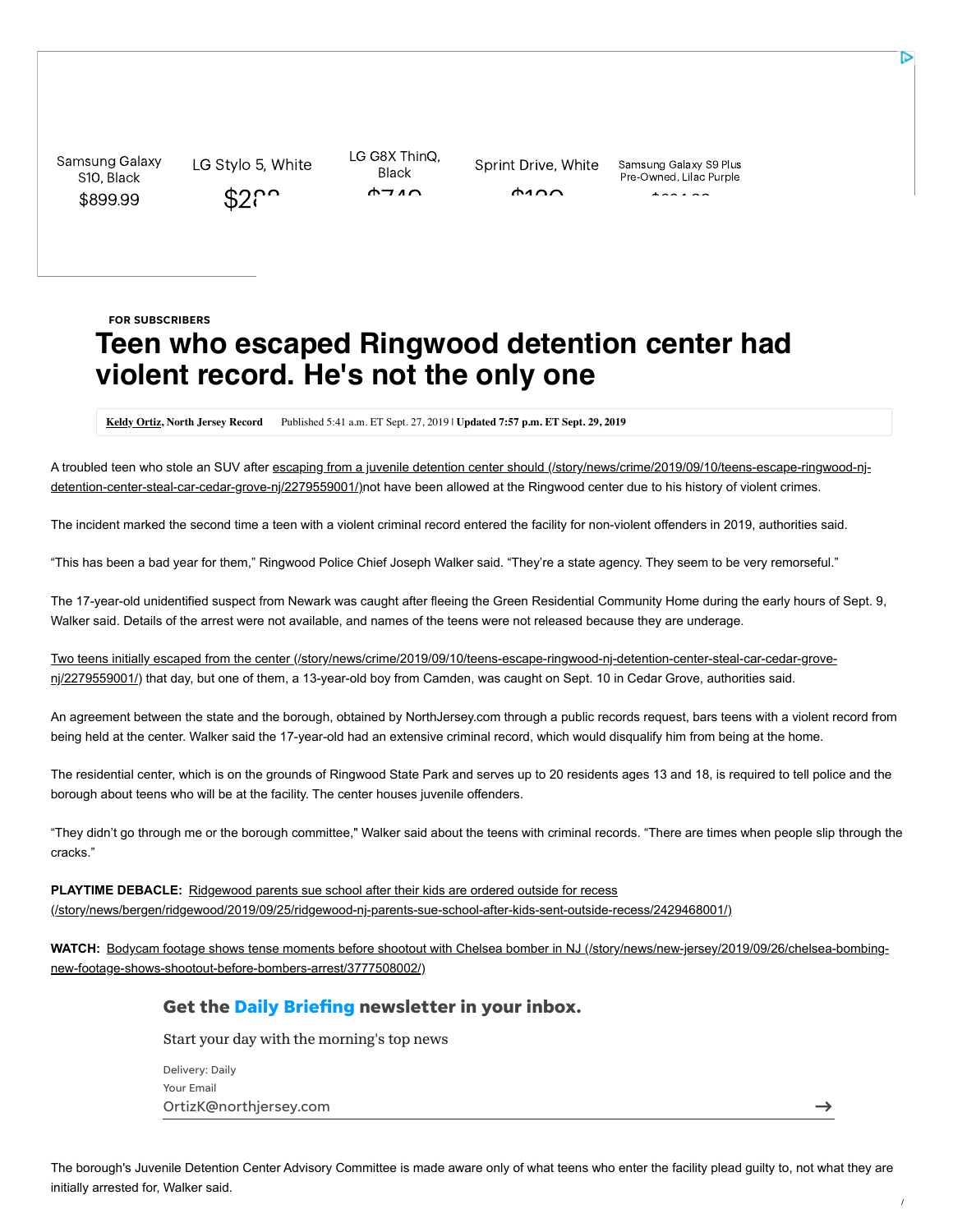FOR SUBSCRIBERS

# Teen who escaped Ringwood detention center had violent record. He's not the only one

**Keldy Ortiz, North Jersey Record** Published 5:41 a.m. ET Sept. 27, 2019 | **Updated 7:57 p.m. ET Sept. 29, 2019**

A troubled teen who stole an SUV after escaping from a juvenile detention center should (/story/news/crime/2019/09/10/teens-escape-ringwood-nj-detention-center-steal-car-cedar-grove-nj/2279559001/)not have been allowed at the Ringwood center due to his history of violent crimes.

The incident marked the second time a teen with a violent criminal record entered the facility for non-violent offenders in 2019, authorities said.

"This has been a bad year for them," Ringwood Police Chief Joseph Walker said. "They're a state agency. They seem to be very remorseful."

The 17-year-old unidentified suspect from Newark was caught after fleeing the Green Residential Community Home during the early hours of Sept. 9, Walker said. Details of the arrest were not available, and names of the teens were not released because they are underage.

Two teens initially escaped from the center (/story/news/crime/2019/09/10/teens-escape-ringwood-nj-detention-center-steal-car-cedar-grove-nj/2279559001/) that day, but one of them, a 13-year-old boy from Camden, was caught on Sept. 10 in Cedar Grove, authorities said.

An agreement between the state and the borough, obtained by NorthJersey.com through a public records request, bars teens with a violent record from being held at the center. Walker said the 17-year-old had an extensive criminal record, which would disqualify him from being at the home.

The residential center, which is on the grounds of Ringwood State Park and serves up to 20 residents ages 13 and 18, is required to tell police and the borough about teens who will be at the facility. The center houses juvenile offenders.

"They didn't go through me or the borough committee," Walker said about the teens with criminal records. "There are times when people slip through the cracks."

**PLAYTIME DEBACLE:** Ridgewood parents sue school after their kids are ordered outside for recess (/story/news/bergen/ridgewood/2019/09/25/ridgewood-nj-parents-sue-school-after-kids-sent-outside-recess/2429468001/)

**WATCH:** Bodycam footage shows tense moments before shootout with Chelsea bomber in NJ (/story/news/new-jersey/2019/09/26/chelsea-bombing-new-footage-shows-shootout-before-bombers-arrest/3777508002/)

The borough's Juvenile Detention Center Advisory Committee is made aware only of what teens who enter the facility plead guilty to, not what they are initially arrested for, Walker said.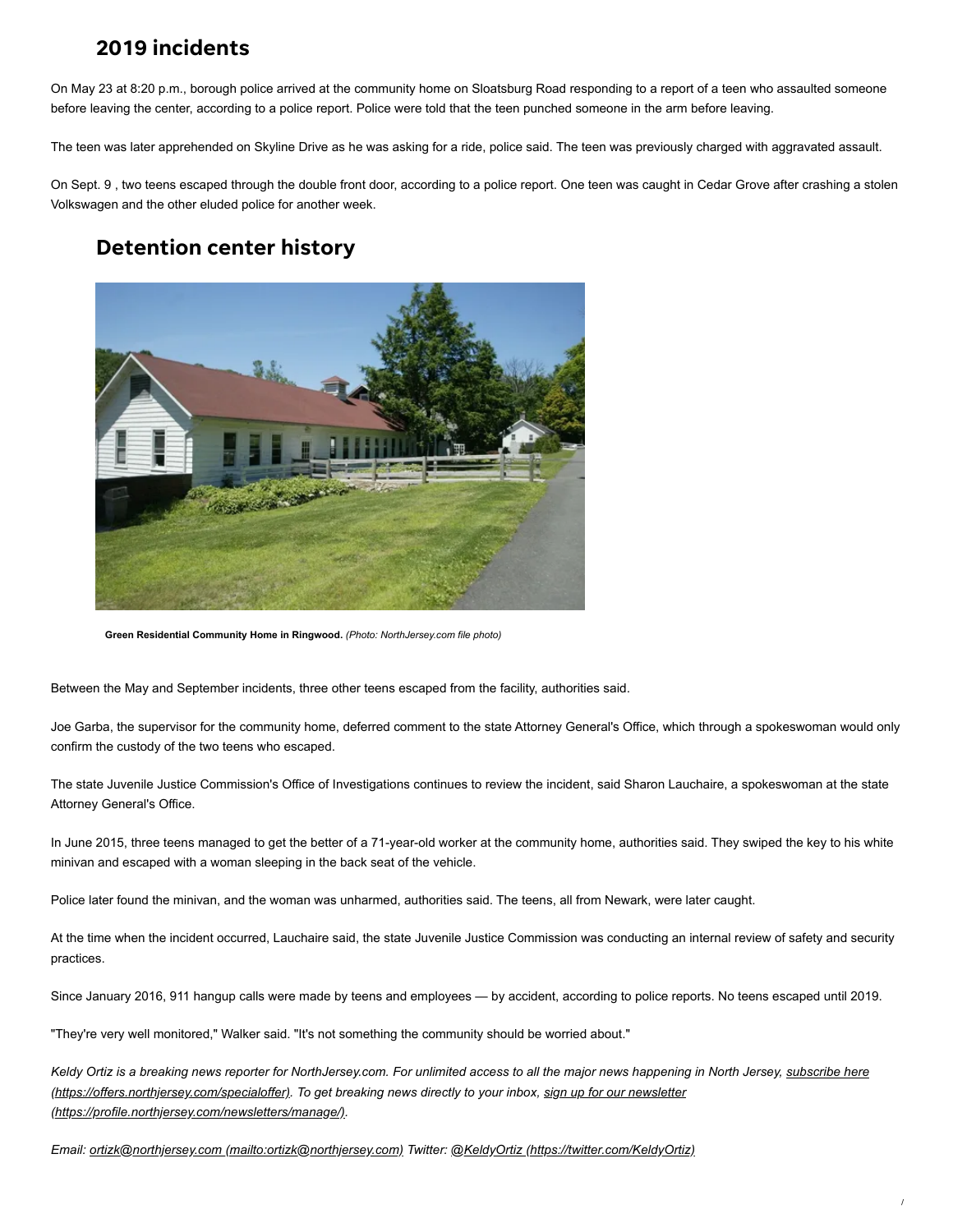## 2019 incidents

On May 23 at 8:20 p.m., borough police arrived at the community home on Sloatsburg Road responding to a report of a teen who assaulted someone before leaving the center, according to a police report. Police were told that the teen punched someone in the arm before leaving.

The teen was later apprehended on Skyline Drive as he was asking for a ride, police said. The teen was previously charged with aggravated assault.

On Sept. 9 , two teens escaped through the double front door, according to a police report. One teen was caught in Cedar Grove after crashing a stolen Volkswagen and the other eluded police for another week.

## Detention center history

**Green Residential Community Home in Ringwood.** *(Photo: NorthJersey.com file photo)*

Between the May and September incidents, three other teens escaped from the facility, authorities said.

Joe Garba, the supervisor for the community home, deferred comment to the state Attorney General's Office, which through a spokeswoman would only confirm the custody of the two teens who escaped.

The state Juvenile Justice Commission's Office of Investigations continues to review the incident, said Sharon Lauchaire, a spokeswoman at the state Attorney General's Office.

In June 2015, three teens managed to get the better of a 71-year-old worker at the community home, authorities said. They swiped the key to his white minivan and escaped with a woman sleeping in the back seat of the vehicle.

Police later found the minivan, and the woman was unharmed, authorities said. The teens, all from Newark, were later caught.

At the time when the incident occurred, Lauchaire said, the state Juvenile Justice Commission was conducting an internal review of safety and security practices.

Since January 2016, 911 hangup calls were made by teens and employees — by accident, according to police reports. No teens escaped until 2019.

"They're very well monitored," Walker said. "It's not something the community should be worried about."

*Keldy Ortiz is a breaking news reporter for NorthJersey.com. For unlimited access to all the major news happening in North Jersey, subscribe here (https://offers.northjersey.com/specialoffer). To get breaking news directly to your inbox, sign up for our newsletter (https://profile.northjersey.com/newsletters/manage/).*

*Email: ortizk@northjersey.com (mailto:ortizk@northjersey.com) Twitter: @KeldyOrtiz (https://twitter.com/KeldyOrtiz)*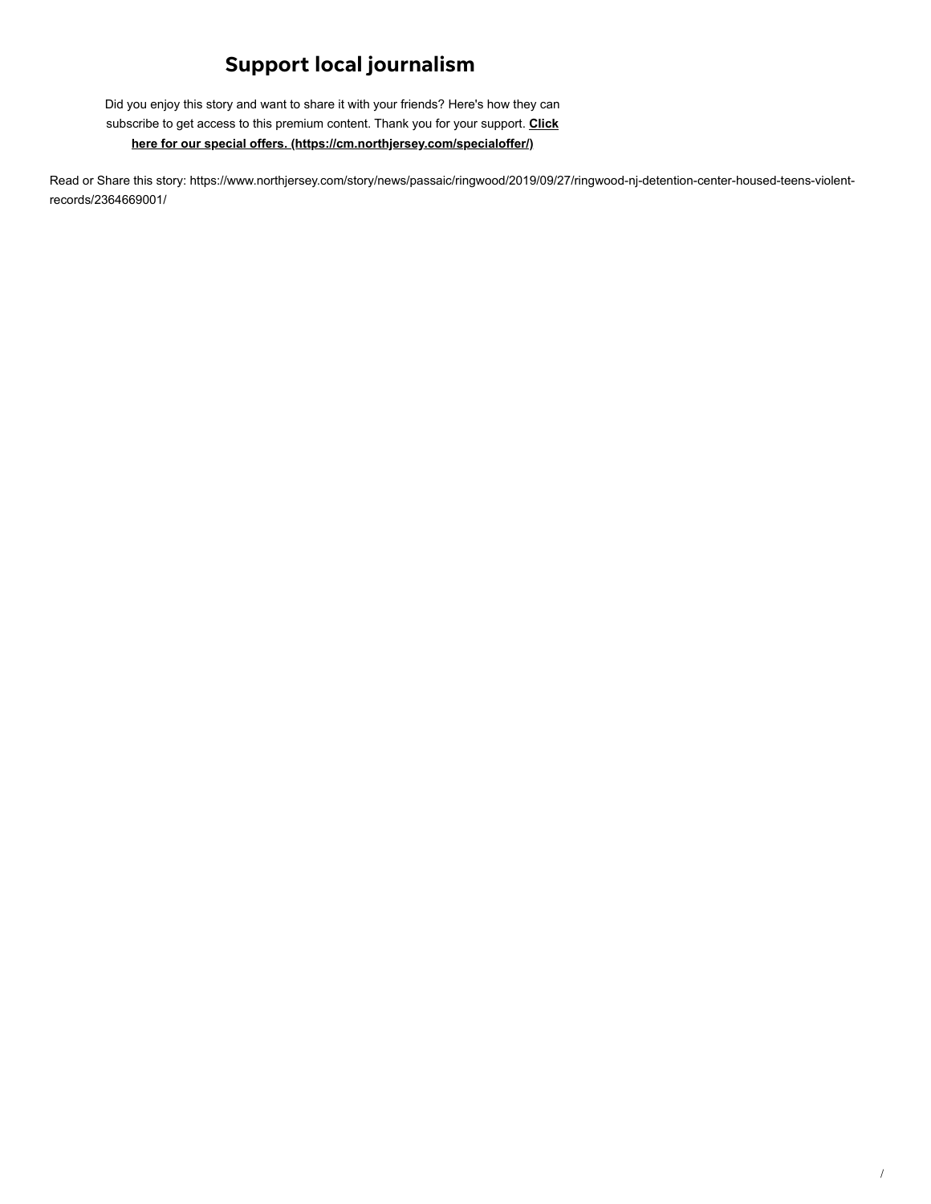## Support local journalism

Did you enjoy this story and want to share it with your friends? Here's how they can subscribe to get access to this premium content. Thank you for your support. **Click here for our special offers. (https://cm.northjersey.com/specialoffer/)**

Read or Share this story: https://www.northjersey.com/story/news/passaic/ringwood/2019/09/27/ringwood-nj-detention-center-housed-teens-violent-records/2364669001/